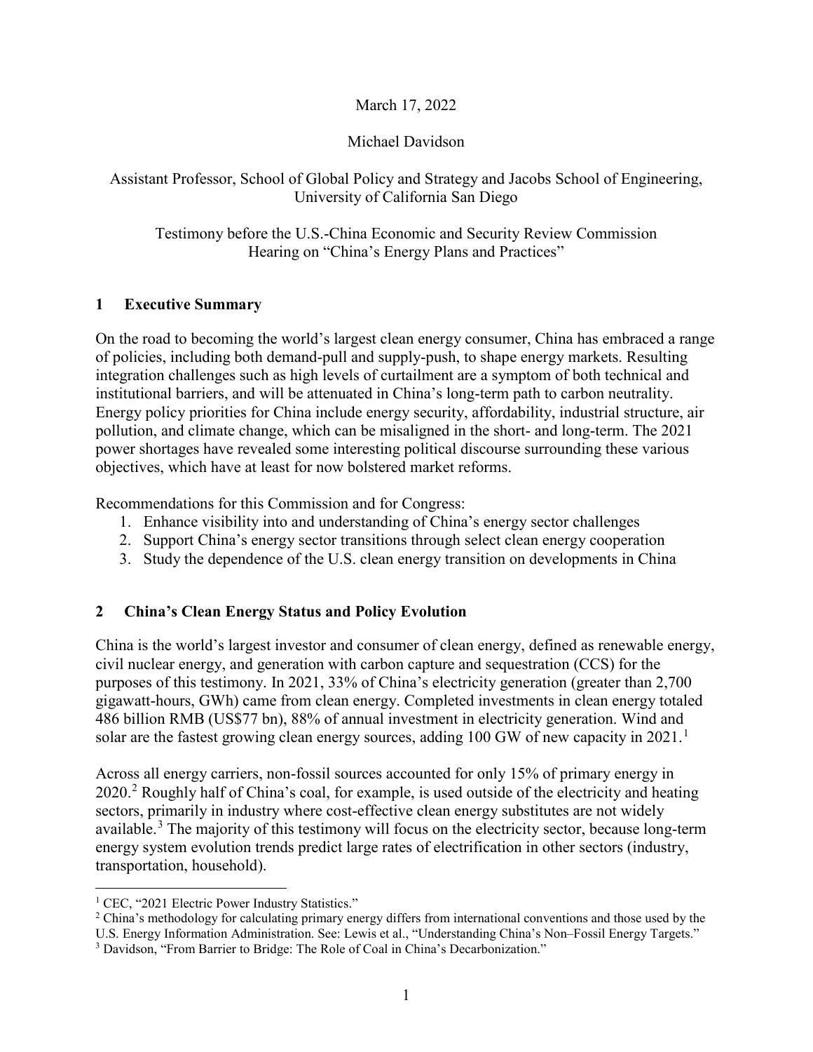March 17, 2022

Michael Davidson

Assistant Professor, School of Global Policy and Strategy and Jacobs School of Engineering, University of California San Diego

Testimony before the U.S.-China Economic and Security Review Commission
Hearing on "China's Energy Plans and Practices"

## 1 Executive Summary

On the road to becoming the world's largest clean energy consumer, China has embraced a range of policies, including both demand-pull and supply-push, to shape energy markets. Resulting integration challenges such as high levels of curtailment are a symptom of both technical and institutional barriers, and will be attenuated in China's long-term path to carbon neutrality. Energy policy priorities for China include energy security, affordability, industrial structure, air pollution, and climate change, which can be misaligned in the short- and long-term. The 2021 power shortages have revealed some interesting political discourse surrounding these various objectives, which have at least for now bolstered market reforms.

Recommendations for this Commission and for Congress:

1. Enhance visibility into and understanding of China's energy sector challenges
2. Support China's energy sector transitions through select clean energy cooperation
3. Study the dependence of the U.S. clean energy transition on developments in China

## 2 China's Clean Energy Status and Policy Evolution

China is the world's largest investor and consumer of clean energy, defined as renewable energy, civil nuclear energy, and generation with carbon capture and sequestration (CCS) for the purposes of this testimony. In 2021, 33% of China's electricity generation (greater than 2,700 gigawatt-hours, GWh) came from clean energy. Completed investments in clean energy totaled 486 billion RMB (US$77 bn), 88% of annual investment in electricity generation. Wind and solar are the fastest growing clean energy sources, adding 100 GW of new capacity in 2021.[1]

Across all energy carriers, non-fossil sources accounted for only 15% of primary energy in 2020.[2] Roughly half of China's coal, for example, is used outside of the electricity and heating sectors, primarily in industry where cost-effective clean energy substitutes are not widely available.[3] The majority of this testimony will focus on the electricity sector, because long-term energy system evolution trends predict large rates of electrification in other sectors (industry, transportation, household).

[1] CEC, "2021 Electric Power Industry Statistics."

[2] China's methodology for calculating primary energy differs from international conventions and those used by the U.S. Energy Information Administration. See: Lewis et al., "Understanding China's Non–Fossil Energy Targets."

[3] Davidson, "From Barrier to Bridge: The Role of Coal in China's Decarbonization."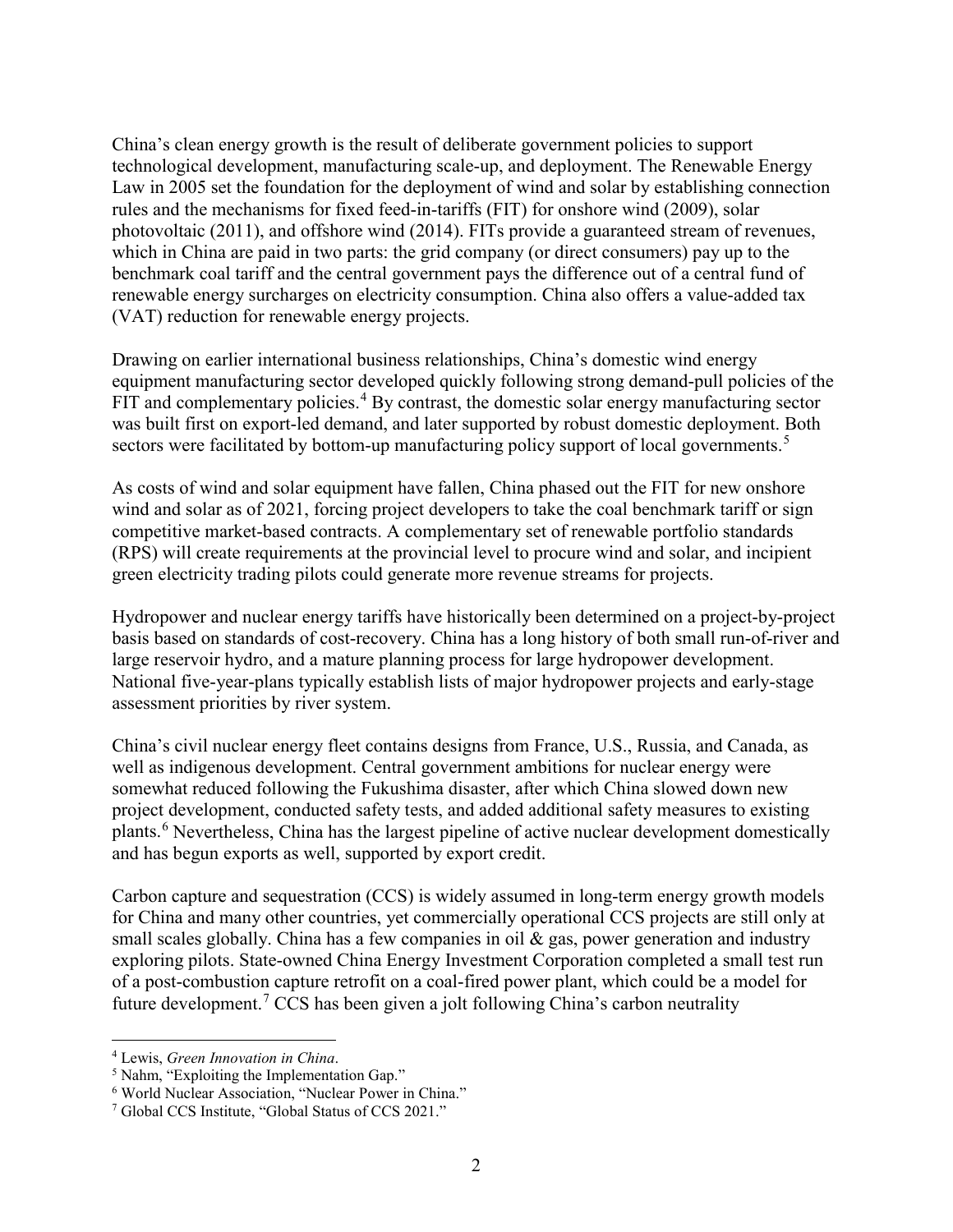China's clean energy growth is the result of deliberate government policies to support technological development, manufacturing scale-up, and deployment. The Renewable Energy Law in 2005 set the foundation for the deployment of wind and solar by establishing connection rules and the mechanisms for fixed feed-in-tariffs (FIT) for onshore wind (2009), solar photovoltaic (2011), and offshore wind (2014). FITs provide a guaranteed stream of revenues, which in China are paid in two parts: the grid company (or direct consumers) pay up to the benchmark coal tariff and the central government pays the difference out of a central fund of renewable energy surcharges on electricity consumption. China also offers a value-added tax (VAT) reduction for renewable energy projects.

Drawing on earlier international business relationships, China's domestic wind energy equipment manufacturing sector developed quickly following strong demand-pull policies of the FIT and complementary policies.[4] By contrast, the domestic solar energy manufacturing sector was built first on export-led demand, and later supported by robust domestic deployment. Both sectors were facilitated by bottom-up manufacturing policy support of local governments.[5]

As costs of wind and solar equipment have fallen, China phased out the FIT for new onshore wind and solar as of 2021, forcing project developers to take the coal benchmark tariff or sign competitive market-based contracts. A complementary set of renewable portfolio standards (RPS) will create requirements at the provincial level to procure wind and solar, and incipient green electricity trading pilots could generate more revenue streams for projects.

Hydropower and nuclear energy tariffs have historically been determined on a project-by-project basis based on standards of cost-recovery. China has a long history of both small run-of-river and large reservoir hydro, and a mature planning process for large hydropower development. National five-year-plans typically establish lists of major hydropower projects and early-stage assessment priorities by river system.

China's civil nuclear energy fleet contains designs from France, U.S., Russia, and Canada, as well as indigenous development. Central government ambitions for nuclear energy were somewhat reduced following the Fukushima disaster, after which China slowed down new project development, conducted safety tests, and added additional safety measures to existing plants.[6] Nevertheless, China has the largest pipeline of active nuclear development domestically and has begun exports as well, supported by export credit.

Carbon capture and sequestration (CCS) is widely assumed in long-term energy growth models for China and many other countries, yet commercially operational CCS projects are still only at small scales globally. China has a few companies in oil & gas, power generation and industry exploring pilots. State-owned China Energy Investment Corporation completed a small test run of a post-combustion capture retrofit on a coal-fired power plant, which could be a model for future development.[7] CCS has been given a jolt following China's carbon neutrality

---

[4] Lewis, *Green Innovation in China*.

[5] Nahm, "Exploiting the Implementation Gap."

[6] World Nuclear Association, "Nuclear Power in China."

[7] Global CCS Institute, "Global Status of CCS 2021."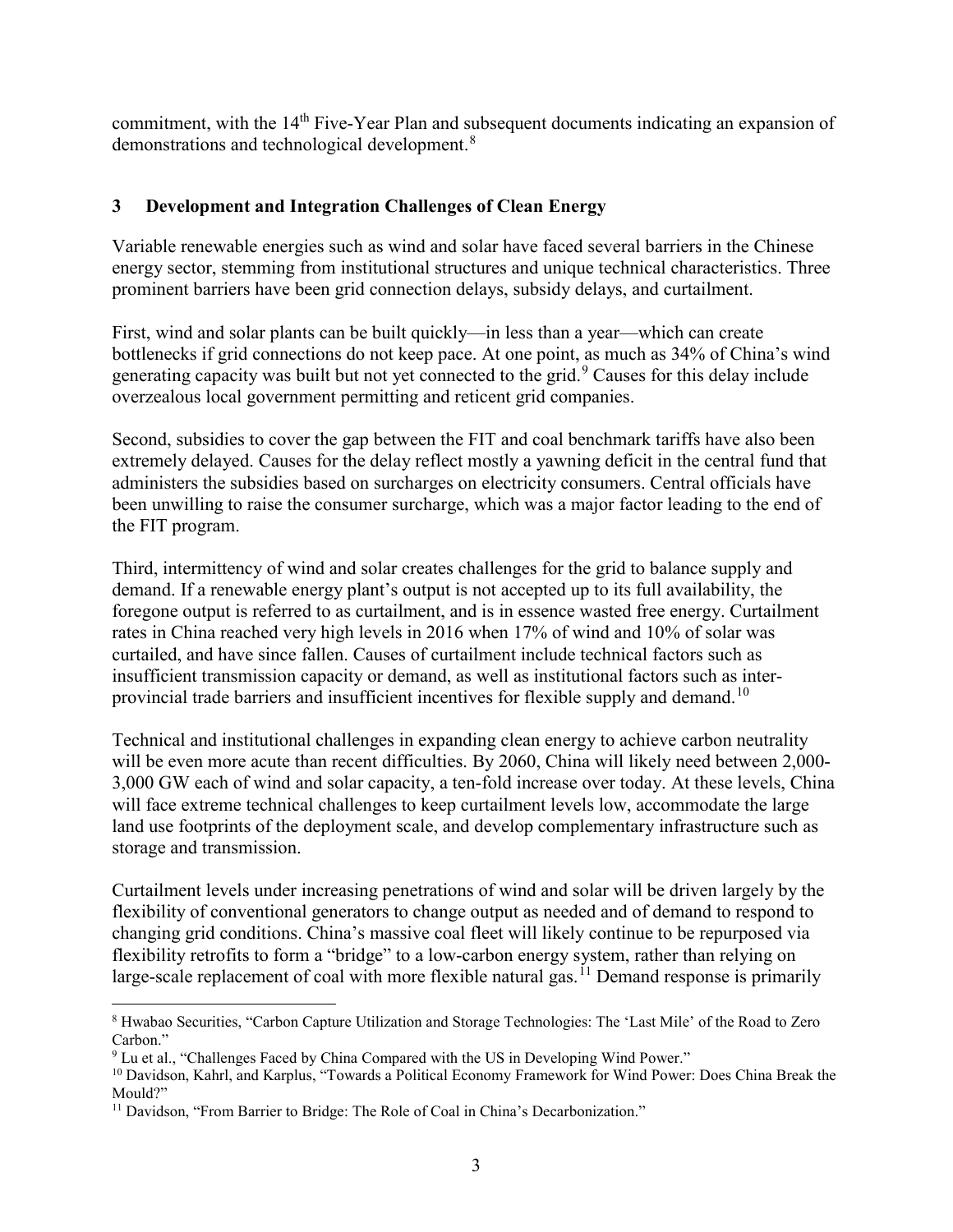commitment, with the 14th Five-Year Plan and subsequent documents indicating an expansion of demonstrations and technological development.[8]

## 3 Development and Integration Challenges of Clean Energy

Variable renewable energies such as wind and solar have faced several barriers in the Chinese energy sector, stemming from institutional structures and unique technical characteristics. Three prominent barriers have been grid connection delays, subsidy delays, and curtailment.

First, wind and solar plants can be built quickly—in less than a year—which can create bottlenecks if grid connections do not keep pace. At one point, as much as 34% of China's wind generating capacity was built but not yet connected to the grid.[9] Causes for this delay include overzealous local government permitting and reticent grid companies.

Second, subsidies to cover the gap between the FIT and coal benchmark tariffs have also been extremely delayed. Causes for the delay reflect mostly a yawning deficit in the central fund that administers the subsidies based on surcharges on electricity consumers. Central officials have been unwilling to raise the consumer surcharge, which was a major factor leading to the end of the FIT program.

Third, intermittency of wind and solar creates challenges for the grid to balance supply and demand. If a renewable energy plant's output is not accepted up to its full availability, the foregone output is referred to as curtailment, and is in essence wasted free energy. Curtailment rates in China reached very high levels in 2016 when 17% of wind and 10% of solar was curtailed, and have since fallen. Causes of curtailment include technical factors such as insufficient transmission capacity or demand, as well as institutional factors such as inter-provincial trade barriers and insufficient incentives for flexible supply and demand.[10]

Technical and institutional challenges in expanding clean energy to achieve carbon neutrality will be even more acute than recent difficulties. By 2060, China will likely need between 2,000-3,000 GW each of wind and solar capacity, a ten-fold increase over today. At these levels, China will face extreme technical challenges to keep curtailment levels low, accommodate the large land use footprints of the deployment scale, and develop complementary infrastructure such as storage and transmission.

Curtailment levels under increasing penetrations of wind and solar will be driven largely by the flexibility of conventional generators to change output as needed and of demand to respond to changing grid conditions. China's massive coal fleet will likely continue to be repurposed via flexibility retrofits to form a "bridge" to a low-carbon energy system, rather than relying on large-scale replacement of coal with more flexible natural gas.[11] Demand response is primarily

---

[8] Hwabao Securities, "Carbon Capture Utilization and Storage Technologies: The 'Last Mile' of the Road to Zero Carbon."

[9] Lu et al., "Challenges Faced by China Compared with the US in Developing Wind Power."

[10] Davidson, Kahrl, and Karplus, "Towards a Political Economy Framework for Wind Power: Does China Break the Mould?"

[11] Davidson, "From Barrier to Bridge: The Role of Coal in China's Decarbonization."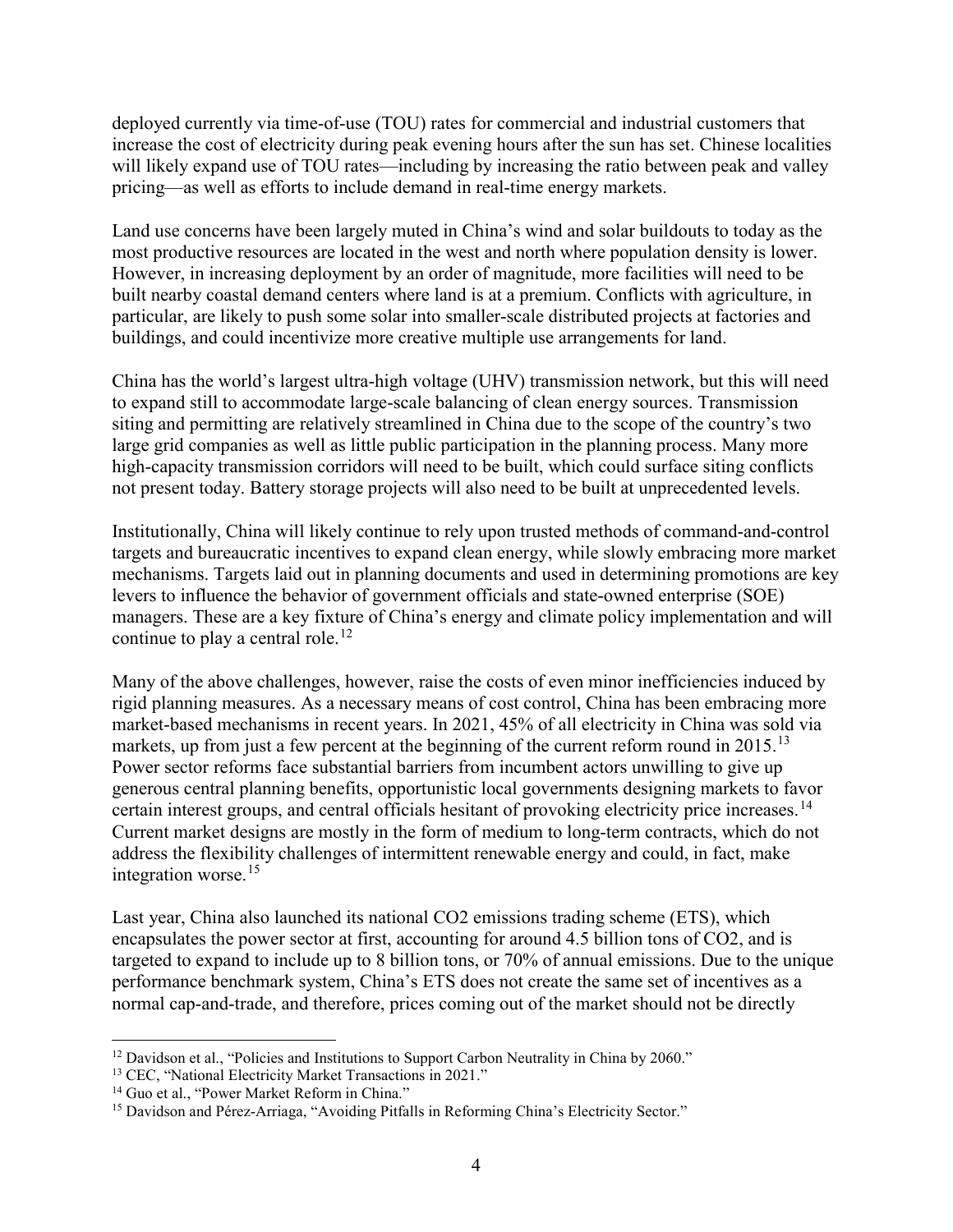deployed currently via time-of-use (TOU) rates for commercial and industrial customers that increase the cost of electricity during peak evening hours after the sun has set. Chinese localities will likely expand use of TOU rates—including by increasing the ratio between peak and valley pricing—as well as efforts to include demand in real-time energy markets.

Land use concerns have been largely muted in China's wind and solar buildouts to today as the most productive resources are located in the west and north where population density is lower. However, in increasing deployment by an order of magnitude, more facilities will need to be built nearby coastal demand centers where land is at a premium. Conflicts with agriculture, in particular, are likely to push some solar into smaller-scale distributed projects at factories and buildings, and could incentivize more creative multiple use arrangements for land.

China has the world's largest ultra-high voltage (UHV) transmission network, but this will need to expand still to accommodate large-scale balancing of clean energy sources. Transmission siting and permitting are relatively streamlined in China due to the scope of the country's two large grid companies as well as little public participation in the planning process. Many more high-capacity transmission corridors will need to be built, which could surface siting conflicts not present today. Battery storage projects will also need to be built at unprecedented levels.

Institutionally, China will likely continue to rely upon trusted methods of command-and-control targets and bureaucratic incentives to expand clean energy, while slowly embracing more market mechanisms. Targets laid out in planning documents and used in determining promotions are key levers to influence the behavior of government officials and state-owned enterprise (SOE) managers. These are a key fixture of China's energy and climate policy implementation and will continue to play a central role.[12]

Many of the above challenges, however, raise the costs of even minor inefficiencies induced by rigid planning measures. As a necessary means of cost control, China has been embracing more market-based mechanisms in recent years. In 2021, 45% of all electricity in China was sold via markets, up from just a few percent at the beginning of the current reform round in 2015.[13] Power sector reforms face substantial barriers from incumbent actors unwilling to give up generous central planning benefits, opportunistic local governments designing markets to favor certain interest groups, and central officials hesitant of provoking electricity price increases.[14] Current market designs are mostly in the form of medium to long-term contracts, which do not address the flexibility challenges of intermittent renewable energy and could, in fact, make integration worse.[15]

Last year, China also launched its national $CO_2$ emissions trading scheme (ETS), which encapsulates the power sector at first, accounting for around 4.5 billion tons of $CO_2$, and is targeted to expand to include up to 8 billion tons, or 70% of annual emissions. Due to the unique performance benchmark system, China's ETS does not create the same set of incentives as a normal cap-and-trade, and therefore, prices coming out of the market should not be directly

---

[12] Davidson et al., "Policies and Institutions to Support Carbon Neutrality in China by 2060."

[13] CEC, "National Electricity Market Transactions in 2021."

[14] Guo et al., "Power Market Reform in China."

[15] Davidson and Pérez-Arriaga, "Avoiding Pitfalls in Reforming China's Electricity Sector."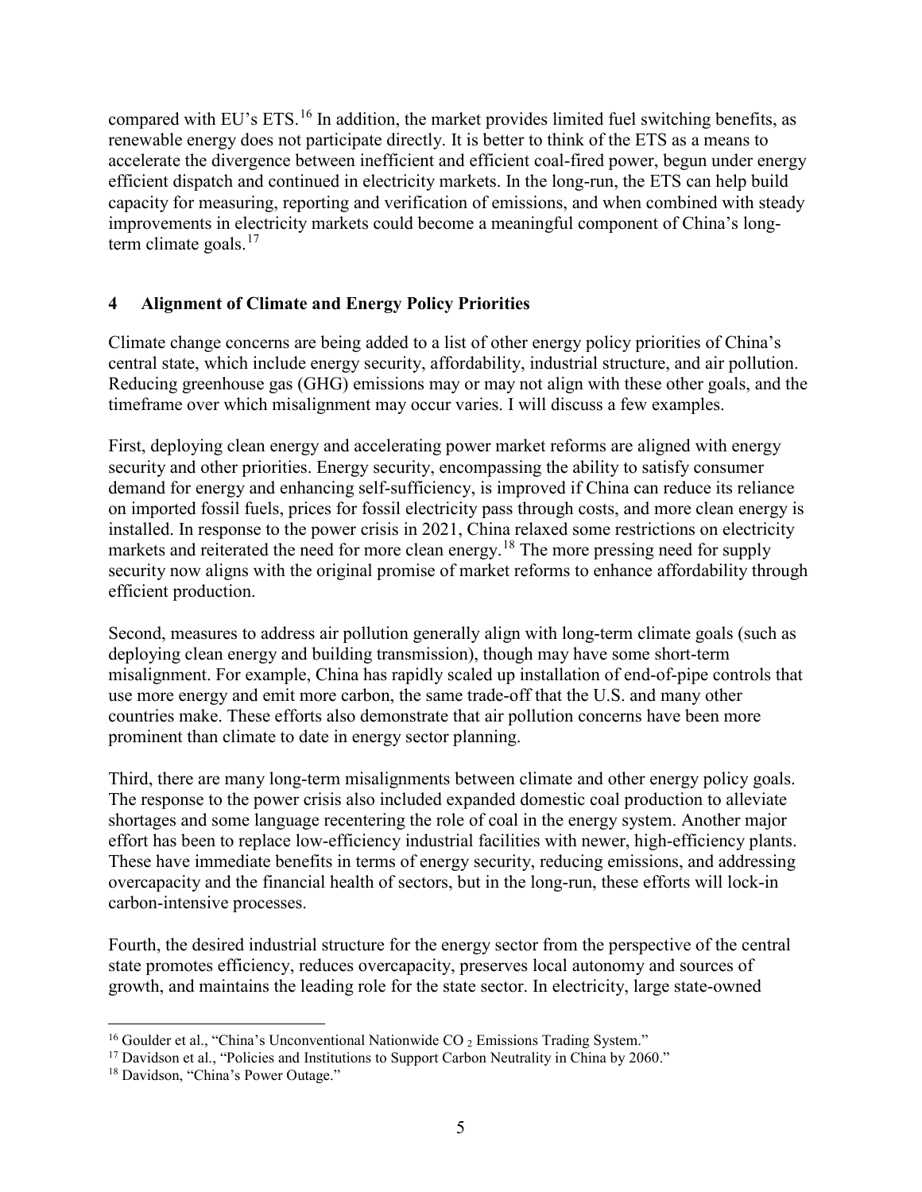compared with EU's ETS.[16] In addition, the market provides limited fuel switching benefits, as renewable energy does not participate directly. It is better to think of the ETS as a means to accelerate the divergence between inefficient and efficient coal-fired power, begun under energy efficient dispatch and continued in electricity markets. In the long-run, the ETS can help build capacity for measuring, reporting and verification of emissions, and when combined with steady improvements in electricity markets could become a meaningful component of China's long-term climate goals.[17]

## 4 Alignment of Climate and Energy Policy Priorities

Climate change concerns are being added to a list of other energy policy priorities of China's central state, which include energy security, affordability, industrial structure, and air pollution. Reducing greenhouse gas (GHG) emissions may or may not align with these other goals, and the timeframe over which misalignment may occur varies. I will discuss a few examples.

First, deploying clean energy and accelerating power market reforms are aligned with energy security and other priorities. Energy security, encompassing the ability to satisfy consumer demand for energy and enhancing self-sufficiency, is improved if China can reduce its reliance on imported fossil fuels, prices for fossil electricity pass through costs, and more clean energy is installed. In response to the power crisis in 2021, China relaxed some restrictions on electricity markets and reiterated the need for more clean energy.[18] The more pressing need for supply security now aligns with the original promise of market reforms to enhance affordability through efficient production.

Second, measures to address air pollution generally align with long-term climate goals (such as deploying clean energy and building transmission), though may have some short-term misalignment. For example, China has rapidly scaled up installation of end-of-pipe controls that use more energy and emit more carbon, the same trade-off that the U.S. and many other countries make. These efforts also demonstrate that air pollution concerns have been more prominent than climate to date in energy sector planning.

Third, there are many long-term misalignments between climate and other energy policy goals. The response to the power crisis also included expanded domestic coal production to alleviate shortages and some language recentering the role of coal in the energy system. Another major effort has been to replace low-efficiency industrial facilities with newer, high-efficiency plants. These have immediate benefits in terms of energy security, reducing emissions, and addressing overcapacity and the financial health of sectors, but in the long-run, these efforts will lock-in carbon-intensive processes.

Fourth, the desired industrial structure for the energy sector from the perspective of the central state promotes efficiency, reduces overcapacity, preserves local autonomy and sources of growth, and maintains the leading role for the state sector. In electricity, large state-owned

---

[16] Goulder et al., "China's Unconventional Nationwide $CO_2$ Emissions Trading System."

[17] Davidson et al., "Policies and Institutions to Support Carbon Neutrality in China by 2060."

[18] Davidson, "China's Power Outage."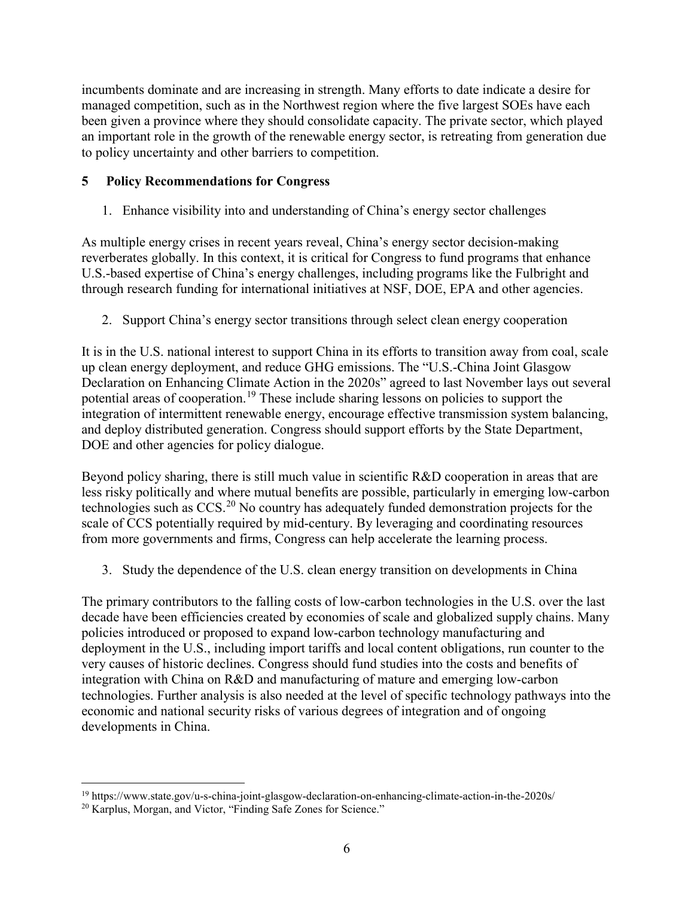incumbents dominate and are increasing in strength. Many efforts to date indicate a desire for managed competition, such as in the Northwest region where the five largest SOEs have each been given a province where they should consolidate capacity. The private sector, which played an important role in the growth of the renewable energy sector, is retreating from generation due to policy uncertainty and other barriers to competition.

## 5 Policy Recommendations for Congress

1. Enhance visibility into and understanding of China's energy sector challenges

As multiple energy crises in recent years reveal, China's energy sector decision-making reverberates globally. In this context, it is critical for Congress to fund programs that enhance U.S.-based expertise of China's energy challenges, including programs like the Fulbright and through research funding for international initiatives at NSF, DOE, EPA and other agencies.

2. Support China's energy sector transitions through select clean energy cooperation

It is in the U.S. national interest to support China in its efforts to transition away from coal, scale up clean energy deployment, and reduce GHG emissions. The "U.S.-China Joint Glasgow Declaration on Enhancing Climate Action in the 2020s" agreed to last November lays out several potential areas of cooperation.[19] These include sharing lessons on policies to support the integration of intermittent renewable energy, encourage effective transmission system balancing, and deploy distributed generation. Congress should support efforts by the State Department, DOE and other agencies for policy dialogue.

Beyond policy sharing, there is still much value in scientific R&D cooperation in areas that are less risky politically and where mutual benefits are possible, particularly in emerging low-carbon technologies such as CCS.[20] No country has adequately funded demonstration projects for the scale of CCS potentially required by mid-century. By leveraging and coordinating resources from more governments and firms, Congress can help accelerate the learning process.

3. Study the dependence of the U.S. clean energy transition on developments in China

The primary contributors to the falling costs of low-carbon technologies in the U.S. over the last decade have been efficiencies created by economies of scale and globalized supply chains. Many policies introduced or proposed to expand low-carbon technology manufacturing and deployment in the U.S., including import tariffs and local content obligations, run counter to the very causes of historic declines. Congress should fund studies into the costs and benefits of integration with China on R&D and manufacturing of mature and emerging low-carbon technologies. Further analysis is also needed at the level of specific technology pathways into the economic and national security risks of various degrees of integration and of ongoing developments in China.

---

[19] https://www.state.gov/u-s-china-joint-glasgow-declaration-on-enhancing-climate-action-in-the-2020s/

[20] Karplus, Morgan, and Victor, "Finding Safe Zones for Science."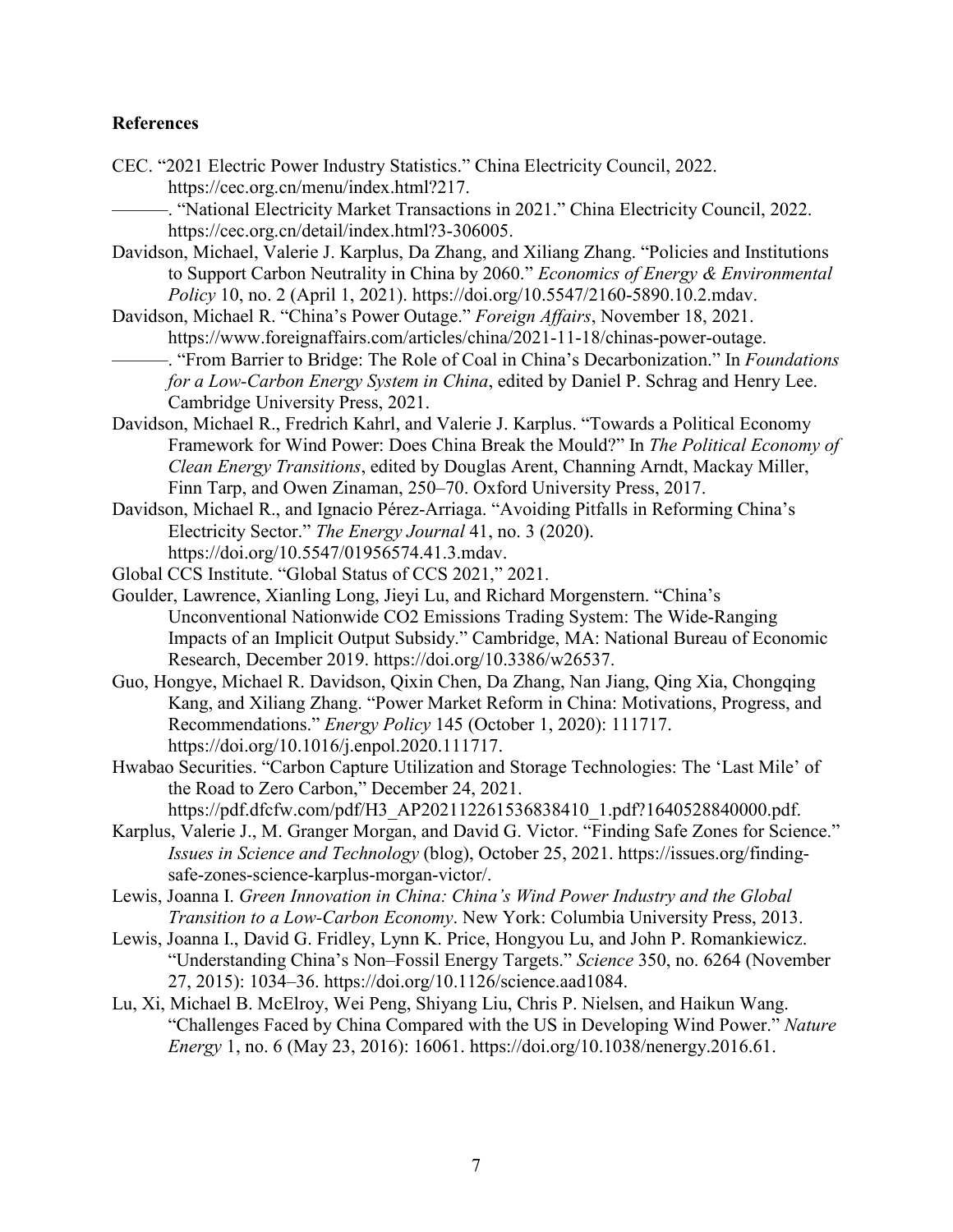## References

CEC. "2021 Electric Power Industry Statistics." China Electricity Council, 2022. https://cec.org.cn/menu/index.html?217.

———. "National Electricity Market Transactions in 2021." China Electricity Council, 2022. https://cec.org.cn/detail/index.html?3-306005.

Davidson, Michael, Valerie J. Karplus, Da Zhang, and Xiliang Zhang. "Policies and Institutions to Support Carbon Neutrality in China by 2060." *Economics of Energy & Environmental Policy* 10, no. 2 (April 1, 2021). https://doi.org/10.5547/2160-5890.10.2.mdav.

Davidson, Michael R. "China's Power Outage." *Foreign Affairs*, November 18, 2021. https://www.foreignaffairs.com/articles/china/2021-11-18/chinas-power-outage.

———. "From Barrier to Bridge: The Role of Coal in China's Decarbonization." In *Foundations for a Low-Carbon Energy System in China*, edited by Daniel P. Schrag and Henry Lee. Cambridge University Press, 2021.

Davidson, Michael R., Fredrich Kahrl, and Valerie J. Karplus. "Towards a Political Economy Framework for Wind Power: Does China Break the Mould?" In *The Political Economy of Clean Energy Transitions*, edited by Douglas Arent, Channing Arndt, Mackay Miller, Finn Tarp, and Owen Zinaman, 250–70. Oxford University Press, 2017.

Davidson, Michael R., and Ignacio Pérez-Arriaga. "Avoiding Pitfalls in Reforming China's Electricity Sector." *The Energy Journal* 41, no. 3 (2020). https://doi.org/10.5547/01956574.41.3.mdav.

Global CCS Institute. "Global Status of CCS 2021," 2021.

Goulder, Lawrence, Xianling Long, Jieyi Lu, and Richard Morgenstern. "China's Unconventional Nationwide CO2 Emissions Trading System: The Wide-Ranging Impacts of an Implicit Output Subsidy." Cambridge, MA: National Bureau of Economic Research, December 2019. https://doi.org/10.3386/w26537.

Guo, Hongye, Michael R. Davidson, Qixin Chen, Da Zhang, Nan Jiang, Qing Xia, Chongqing Kang, and Xiliang Zhang. "Power Market Reform in China: Motivations, Progress, and Recommendations." *Energy Policy* 145 (October 1, 2020): 111717. https://doi.org/10.1016/j.enpol.2020.111717.

Hwabao Securities. "Carbon Capture Utilization and Storage Technologies: The 'Last Mile' of the Road to Zero Carbon," December 24, 2021. https://pdf.dfcfw.com/pdf/H3_AP202112261536838410_1.pdf?1640528840000.pdf.

Karplus, Valerie J., M. Granger Morgan, and David G. Victor. "Finding Safe Zones for Science." *Issues in Science and Technology* (blog), October 25, 2021. https://issues.org/finding-safe-zones-science-karplus-morgan-victor/.

Lewis, Joanna I. *Green Innovation in China: China's Wind Power Industry and the Global Transition to a Low-Carbon Economy*. New York: Columbia University Press, 2013.

Lewis, Joanna I., David G. Fridley, Lynn K. Price, Hongyou Lu, and John P. Romankiewicz. "Understanding China's Non–Fossil Energy Targets." *Science* 350, no. 6264 (November 27, 2015): 1034–36. https://doi.org/10.1126/science.aad1084.

Lu, Xi, Michael B. McElroy, Wei Peng, Shiyang Liu, Chris P. Nielsen, and Haikun Wang. "Challenges Faced by China Compared with the US in Developing Wind Power." *Nature Energy* 1, no. 6 (May 23, 2016): 16061. https://doi.org/10.1038/nenergy.2016.61.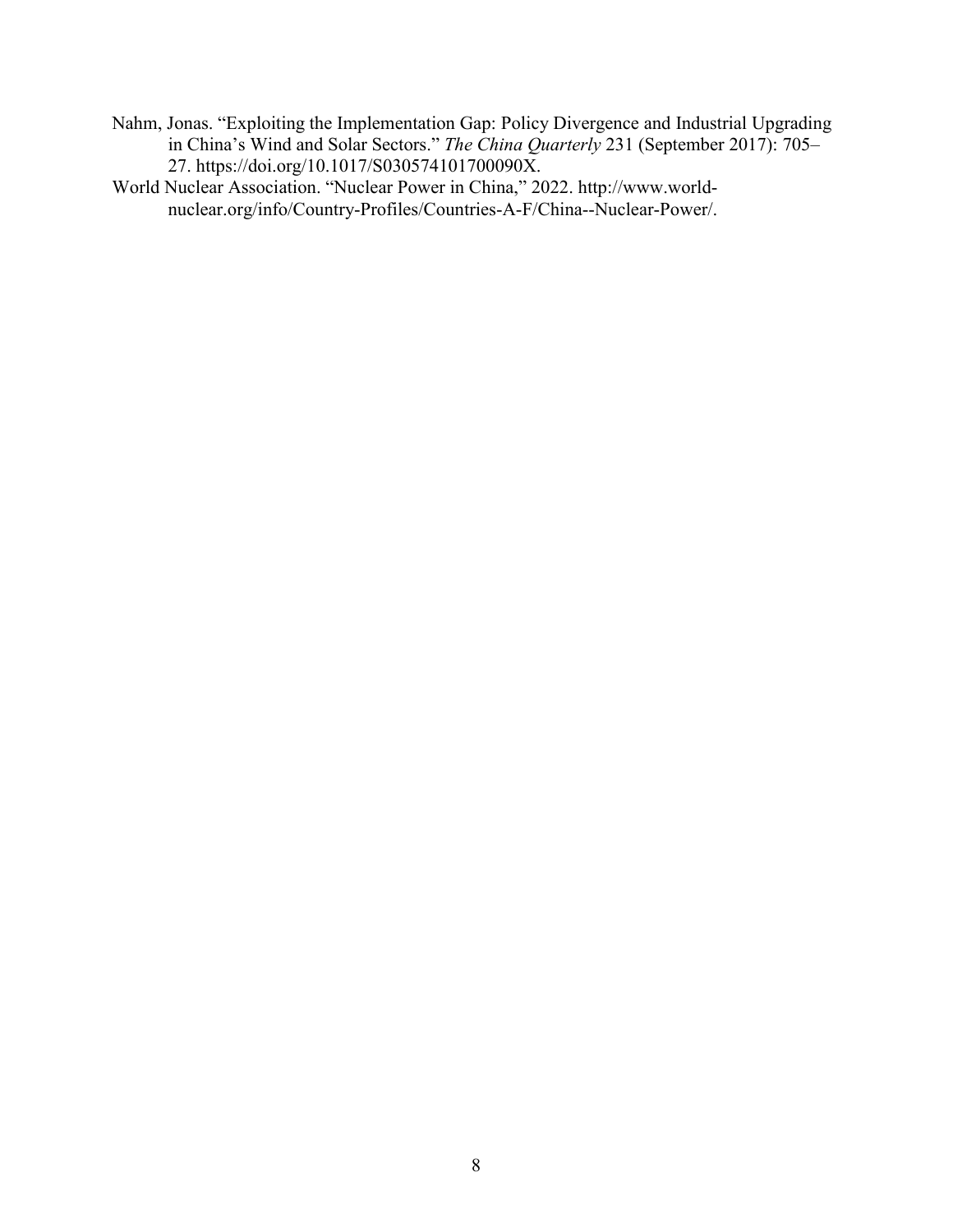Nahm, Jonas. "Exploiting the Implementation Gap: Policy Divergence and Industrial Upgrading in China's Wind and Solar Sectors." *The China Quarterly* 231 (September 2017): 705–27. https://doi.org/10.1017/S030574101700090X.

World Nuclear Association. "Nuclear Power in China," 2022. http://www.world-nuclear.org/info/Country-Profiles/Countries-A-F/China--Nuclear-Power/.